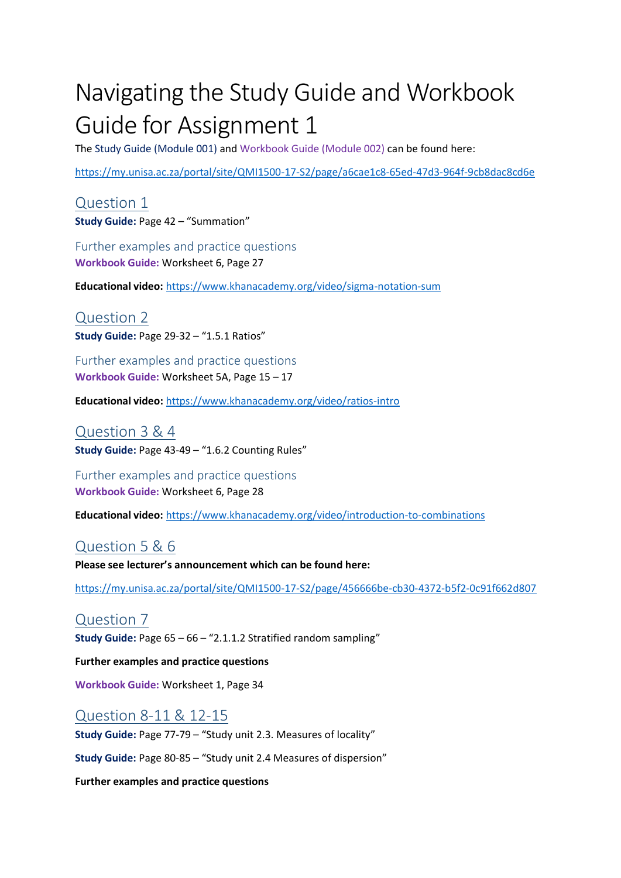# Navigating the Study Guide and Workbook Guide for Assignment 1

The Study Guide (Module 001) and Workbook Guide (Module 002) can be found here:

https://my.unisa.ac.za/portal/site/QMI1500-17-S2/page/a6cae1c8-65ed-47d3-964f-9cb8dac8cd6e

## Question 1

**Study Guide:** Page 42 – "Summation"

### Further examples and practice questions

**Workbook Guide:** Worksheet 6, Page 27

**Educational video:** https://www.khanacademy.org/video/sigma-notation-sum

## Question 2

**Study Guide:** Page 29-32 – "1.5.1 Ratios"

### Further examples and practice questions

**Workbook Guide:** Worksheet 5A, Page 15 – 17

**Educational video:** https://www.khanacademy.org/video/ratios-intro

## Question 3 & 4

**Study Guide:** Page 43-49 – "1.6.2 Counting Rules"

### Further examples and practice questions

**Workbook Guide:** Worksheet 6, Page 28

**Educational video:** https://www.khanacademy.org/video/introduction-to-combinations

## Question 5 & 6

**Please see lecturer's announcement which can be found here:**

https://my.unisa.ac.za/portal/site/QMI1500-17-S2/page/456666be-cb30-4372-b5f2-0c91f662d807

## Question 7

**Study Guide:** Page 65 – 66 – "2.1.1.2 Stratified random sampling"

**Further examples and practice questions**

**Workbook Guide:** Worksheet 1, Page 34

## Question 8-11 & 12-15

**Study Guide:** Page 77-79 – "Study unit 2.3. Measures of locality"

**Study Guide:** Page 80-85 – "Study unit 2.4 Measures of dispersion"

**Further examples and practice questions**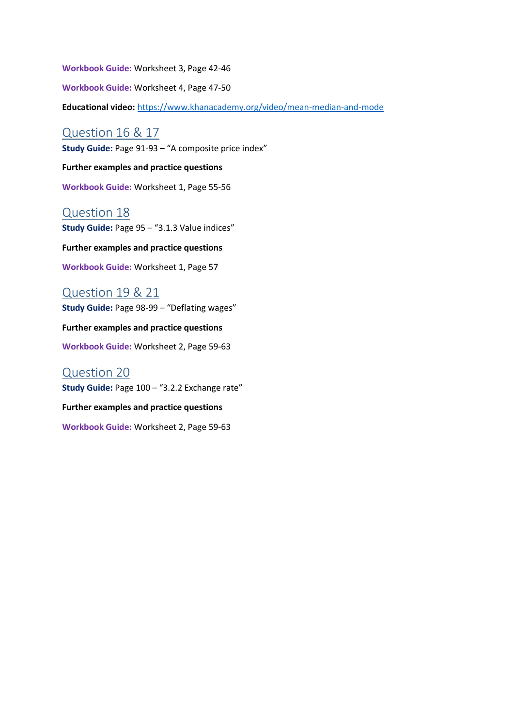**Workbook Guide:** Worksheet 3, Page 42-46

**Workbook Guide:** Worksheet 4, Page 47-50

**Educational video:** https://www.khanacademy.org/video/mean-median-and-mode

## Question 16 & 17

**Study Guide:** Page 91-93 – "A composite price index"

**Further examples and practice questions**

**Workbook Guide:** Worksheet 1, Page 55-56

## Question 18

**Study Guide:** Page 95 – "3.1.3 Value indices"

**Further examples and practice questions**

**Workbook Guide:** Worksheet 1, Page 57

## Question 19 & 21

**Study Guide:** Page 98-99 – "Deflating wages"

**Further examples and practice questions**

**Workbook Guide:** Worksheet 2, Page 59-63

## Question 20

**Study Guide:** Page 100 – "3.2.2 Exchange rate"

**Further examples and practice questions**

**Workbook Guide:** Worksheet 2, Page 59-63